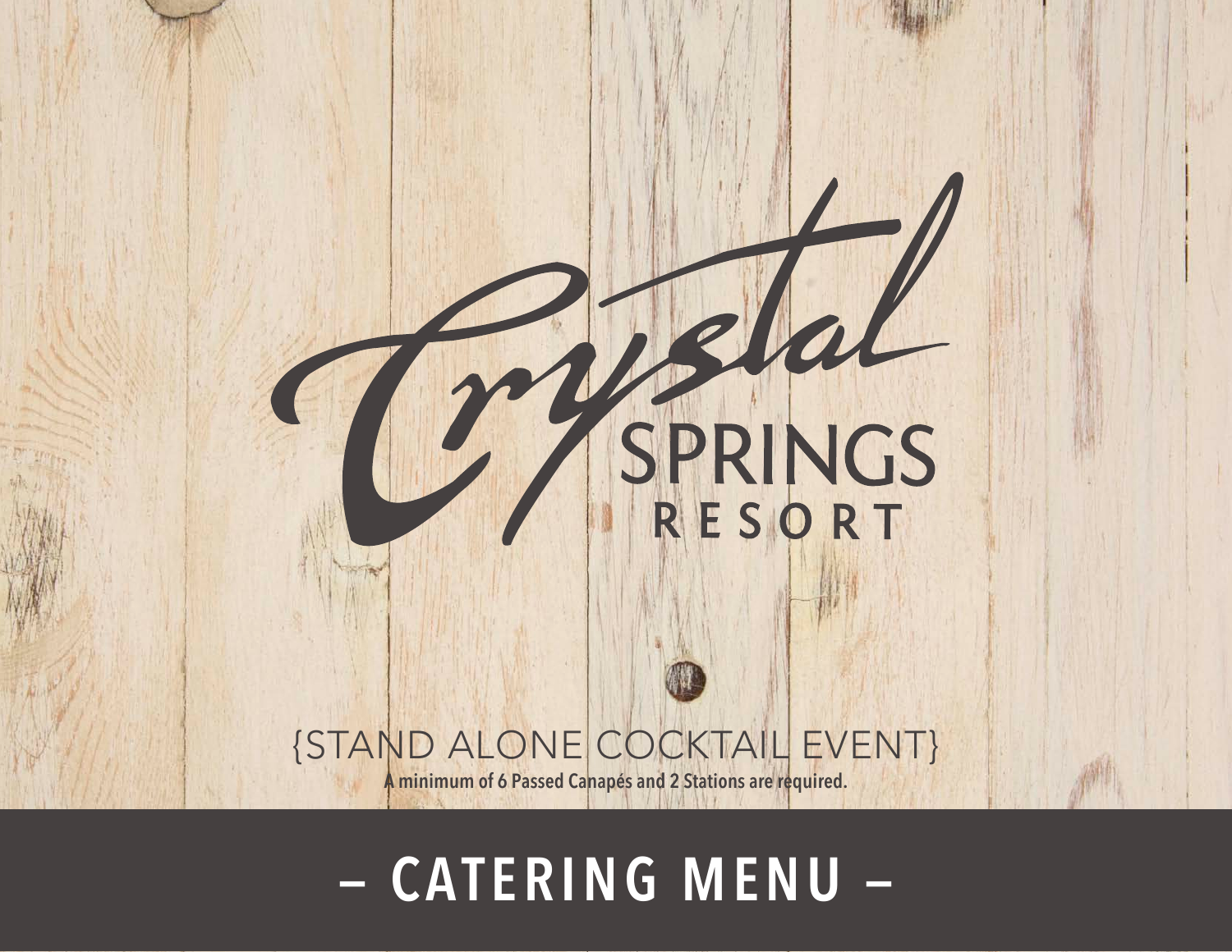# Crystal SPRINGS RESORT

{STAND ALONE COCKTAIL EVENT}

**A minimum of 6 Passed Canapés and 2 Stations are required.**

## – CATERING MENU –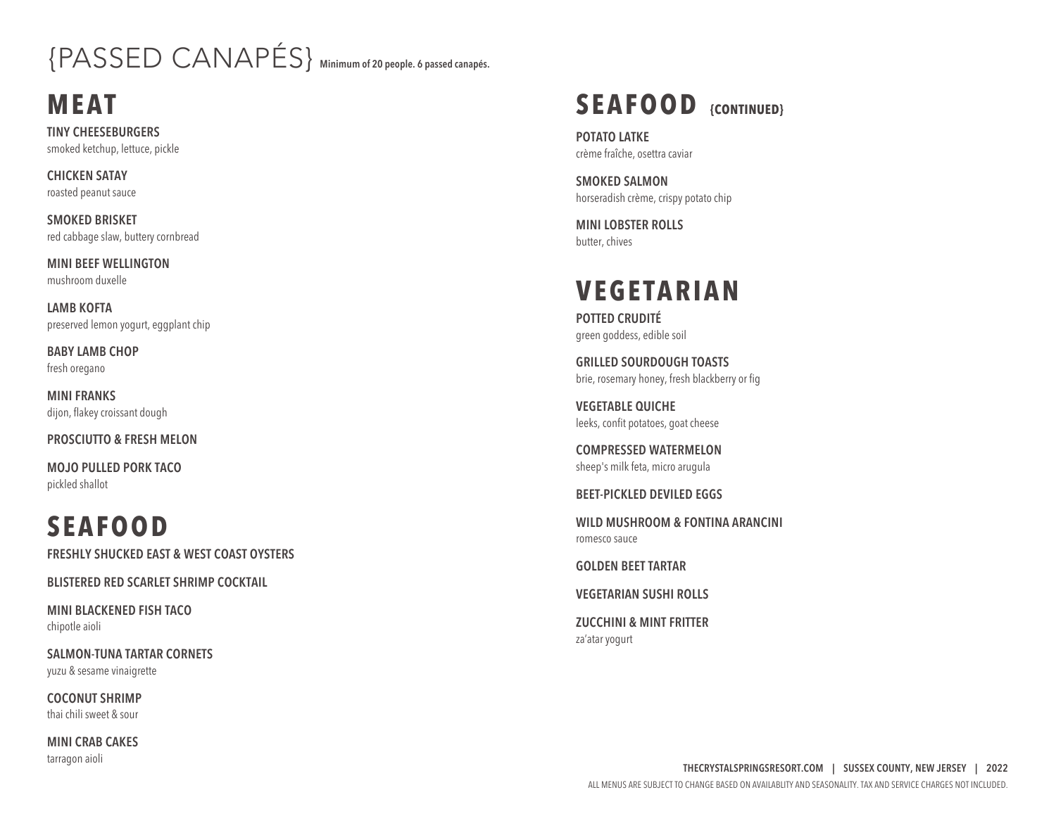# {PASSED CANAPÉS}

**Minimum of 20 people. 6 passed canapés.**

## MEAT

**TINY CHEESEBURGERS**
smoked ketchup, lettuce, pickle

**CHICKEN SATAY**
roasted peanut sauce

**SMOKED BRISKET**
red cabbage slaw, buttery cornbread

**MINI BEEF WELLINGTON**
mushroom duxelle

**LAMB KOFTA**
preserved lemon yogurt, eggplant chip

**BABY LAMB CHOP**
fresh oregano

**MINI FRANKS**
dijon, flakey croissant dough

**PROSCIUTTO & FRESH MELON**

**MOJO PULLED PORK TACO**
pickled shallot

## SEAFOOD

**FRESHLY SHUCKED EAST & WEST COAST OYSTERS**

**BLISTERED RED SCARLET SHRIMP COCKTAIL**

**MINI BLACKENED FISH TACO**
chipotle aioli

**SALMON-TUNA TARTAR CORNETS**
yuzu & sesame vinaigrette

**COCONUT SHRIMP**
thai chili sweet & sour

**MINI CRAB CAKES**
tarragon aioli

## SEAFOOD {CONTINUED}

**POTATO LATKE**
crème fraîche, osettra caviar

**SMOKED SALMON**
horseradish crème, crispy potato chip

**MINI LOBSTER ROLLS**
butter, chives

## VEGETARIAN

**POTTED CRUDITÉ**
green goddess, edible soil

**GRILLED SOURDOUGH TOASTS**
brie, rosemary honey, fresh blackberry or fig

**VEGETABLE QUICHE**
leeks, confit potatoes, goat cheese

**COMPRESSED WATERMELON**
sheep's milk feta, micro arugula

**BEET-PICKLED DEVILED EGGS**

**WILD MUSHROOM & FONTINA ARANCINI**
romesco sauce

**GOLDEN BEET TARTAR**

**VEGETARIAN SUSHI ROLLS**

**ZUCCHINI & MINT FRITTER**
za'atar yogurt

THECRYSTALSPRINGSRESORT.COM | SUSSEX COUNTY, NEW JERSEY | 2022

ALL MENUS ARE SUBJECT TO CHANGE BASED ON AVAILABLITY AND SEASONALITY. TAX AND SERVICE CHARGES NOT INCLUDED.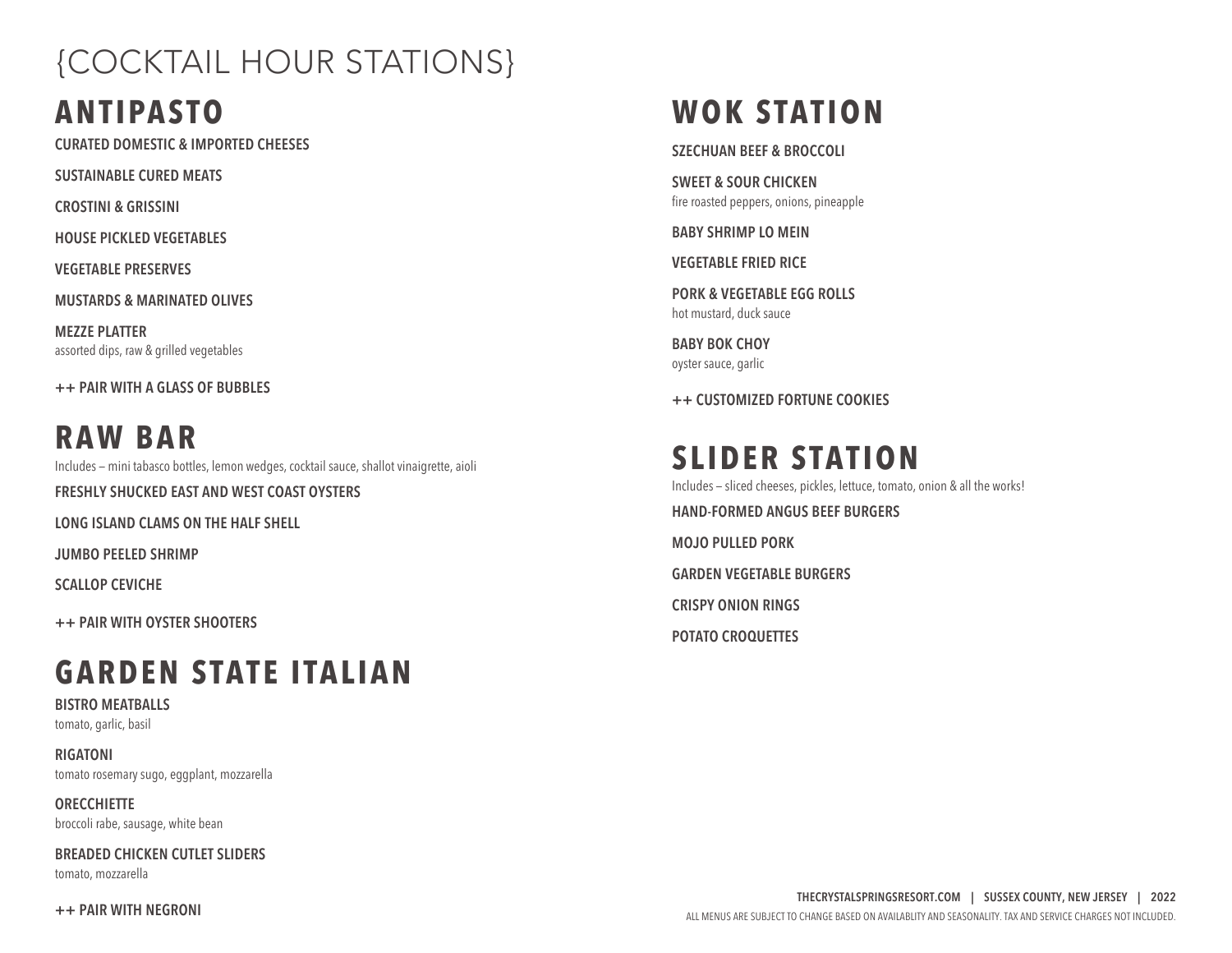# {COCKTAIL HOUR STATIONS}

## ANTIPASTO

**CURATED DOMESTIC & IMPORTED CHEESES**

**SUSTAINABLE CURED MEATS**

**CROSTINI & GRISSINI**

**HOUSE PICKLED VEGETABLES**

**VEGETABLE PRESERVES**

**MUSTARDS & MARINATED OLIVES**

**MEZZE PLATTER**
assorted dips, raw & grilled vegetables

**++ PAIR WITH A GLASS OF BUBBLES**

## RAW BAR

Includes – mini tabasco bottles, lemon wedges, cocktail sauce, shallot vinaigrette, aioli

**FRESHLY SHUCKED EAST AND WEST COAST OYSTERS**

**LONG ISLAND CLAMS ON THE HALF SHELL**

**JUMBO PEELED SHRIMP**

**SCALLOP CEVICHE**

**++ PAIR WITH OYSTER SHOOTERS**

## GARDEN STATE ITALIAN

**BISTRO MEATBALLS**
tomato, garlic, basil

**RIGATONI**
tomato rosemary sugo, eggplant, mozzarella

**ORECCHIETTE**
broccoli rabe, sausage, white bean

**BREADED CHICKEN CUTLET SLIDERS**
tomato, mozzarella

**++ PAIR WITH NEGRONI**

## WOK STATION

**SZECHUAN BEEF & BROCCOLI**

**SWEET & SOUR CHICKEN**
fire roasted peppers, onions, pineapple

**BABY SHRIMP LO MEIN**

**VEGETABLE FRIED RICE**

**PORK & VEGETABLE EGG ROLLS**
hot mustard, duck sauce

**BABY BOK CHOY**
oyster sauce, garlic

**++ CUSTOMIZED FORTUNE COOKIES**

## SLIDER STATION

Includes – sliced cheeses, pickles, lettuce, tomato, onion & all the works!

**HAND-FORMED ANGUS BEEF BURGERS**

**MOJO PULLED PORK**

**GARDEN VEGETABLE BURGERS**

**CRISPY ONION RINGS**

**POTATO CROQUETTES**

**THECRYSTALSPRINGSRESORT.COM | SUSSEX COUNTY, NEW JERSEY | 2022**

ALL MENUS ARE SUBJECT TO CHANGE BASED ON AVAILABLITY AND SEASONALITY. TAX AND SERVICE CHARGES NOT INCLUDED.